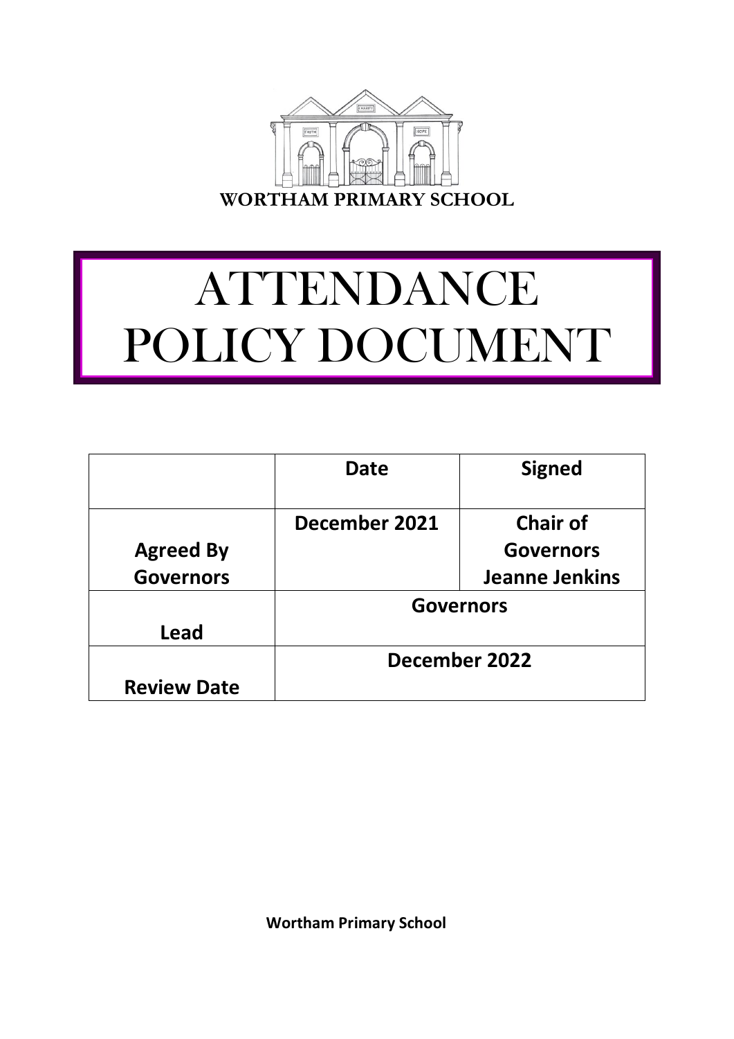WORTHAM PRIMARY SCHOOL

# ATTENDANCE POLICY DOCUMENT

| | Date | Signed |
|---|---|---|
| Agreed By Governors | December 2021 | Chair of Governors Jeanne Jenkins |
| Lead | Governors | |
| Review Date | December 2022 | |

**Wortham Primary School**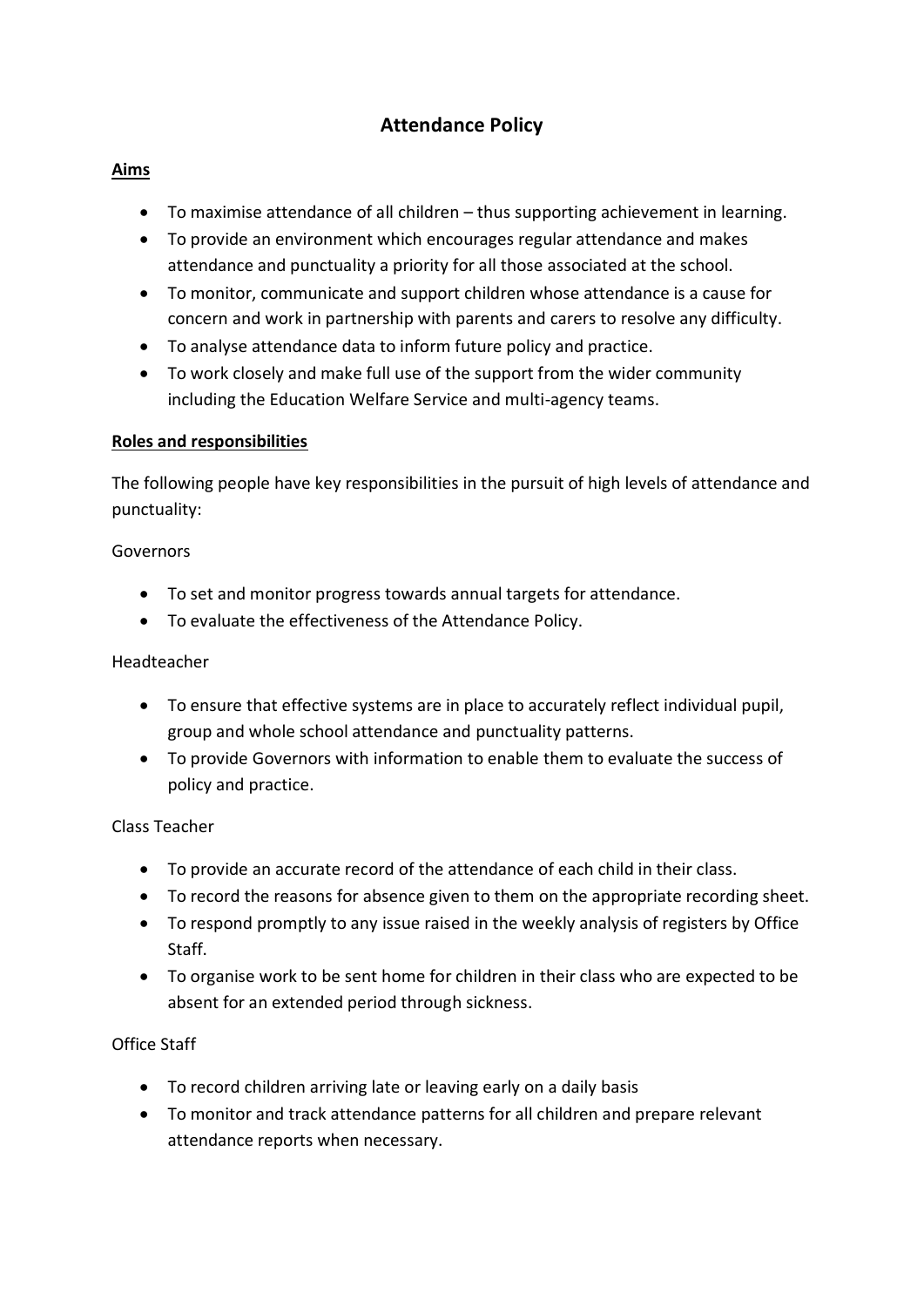# Attendance Policy

## Aims

- To maximise attendance of all children – thus supporting achievement in learning.
- To provide an environment which encourages regular attendance and makes attendance and punctuality a priority for all those associated at the school.
- To monitor, communicate and support children whose attendance is a cause for concern and work in partnership with parents and carers to resolve any difficulty.
- To analyse attendance data to inform future policy and practice.
- To work closely and make full use of the support from the wider community including the Education Welfare Service and multi-agency teams.

## Roles and responsibilities

The following people have key responsibilities in the pursuit of high levels of attendance and punctuality:

Governors

- To set and monitor progress towards annual targets for attendance.
- To evaluate the effectiveness of the Attendance Policy.

Headteacher

- To ensure that effective systems are in place to accurately reflect individual pupil, group and whole school attendance and punctuality patterns.
- To provide Governors with information to enable them to evaluate the success of policy and practice.

Class Teacher

- To provide an accurate record of the attendance of each child in their class.
- To record the reasons for absence given to them on the appropriate recording sheet.
- To respond promptly to any issue raised in the weekly analysis of registers by Office Staff.
- To organise work to be sent home for children in their class who are expected to be absent for an extended period through sickness.

Office Staff

- To record children arriving late or leaving early on a daily basis
- To monitor and track attendance patterns for all children and prepare relevant attendance reports when necessary.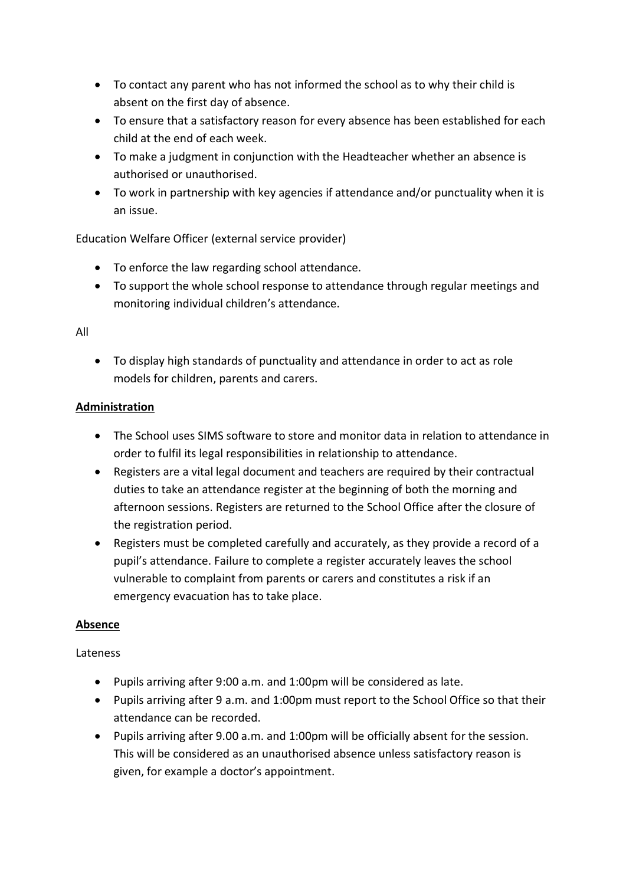- To contact any parent who has not informed the school as to why their child is absent on the first day of absence.
- To ensure that a satisfactory reason for every absence has been established for each child at the end of each week.
- To make a judgment in conjunction with the Headteacher whether an absence is authorised or unauthorised.
- To work in partnership with key agencies if attendance and/or punctuality when it is an issue.

Education Welfare Officer (external service provider)

- To enforce the law regarding school attendance.
- To support the whole school response to attendance through regular meetings and monitoring individual children's attendance.

All

- To display high standards of punctuality and attendance in order to act as role models for children, parents and carers.

**Administration**

- The School uses SIMS software to store and monitor data in relation to attendance in order to fulfil its legal responsibilities in relationship to attendance.
- Registers are a vital legal document and teachers are required by their contractual duties to take an attendance register at the beginning of both the morning and afternoon sessions. Registers are returned to the School Office after the closure of the registration period.
- Registers must be completed carefully and accurately, as they provide a record of a pupil's attendance. Failure to complete a register accurately leaves the school vulnerable to complaint from parents or carers and constitutes a risk if an emergency evacuation has to take place.

**Absence**

Lateness

- Pupils arriving after 9:00 a.m. and 1:00pm will be considered as late.
- Pupils arriving after 9 a.m. and 1:00pm must report to the School Office so that their attendance can be recorded.
- Pupils arriving after 9.00 a.m. and 1:00pm will be officially absent for the session. This will be considered as an unauthorised absence unless satisfactory reason is given, for example a doctor's appointment.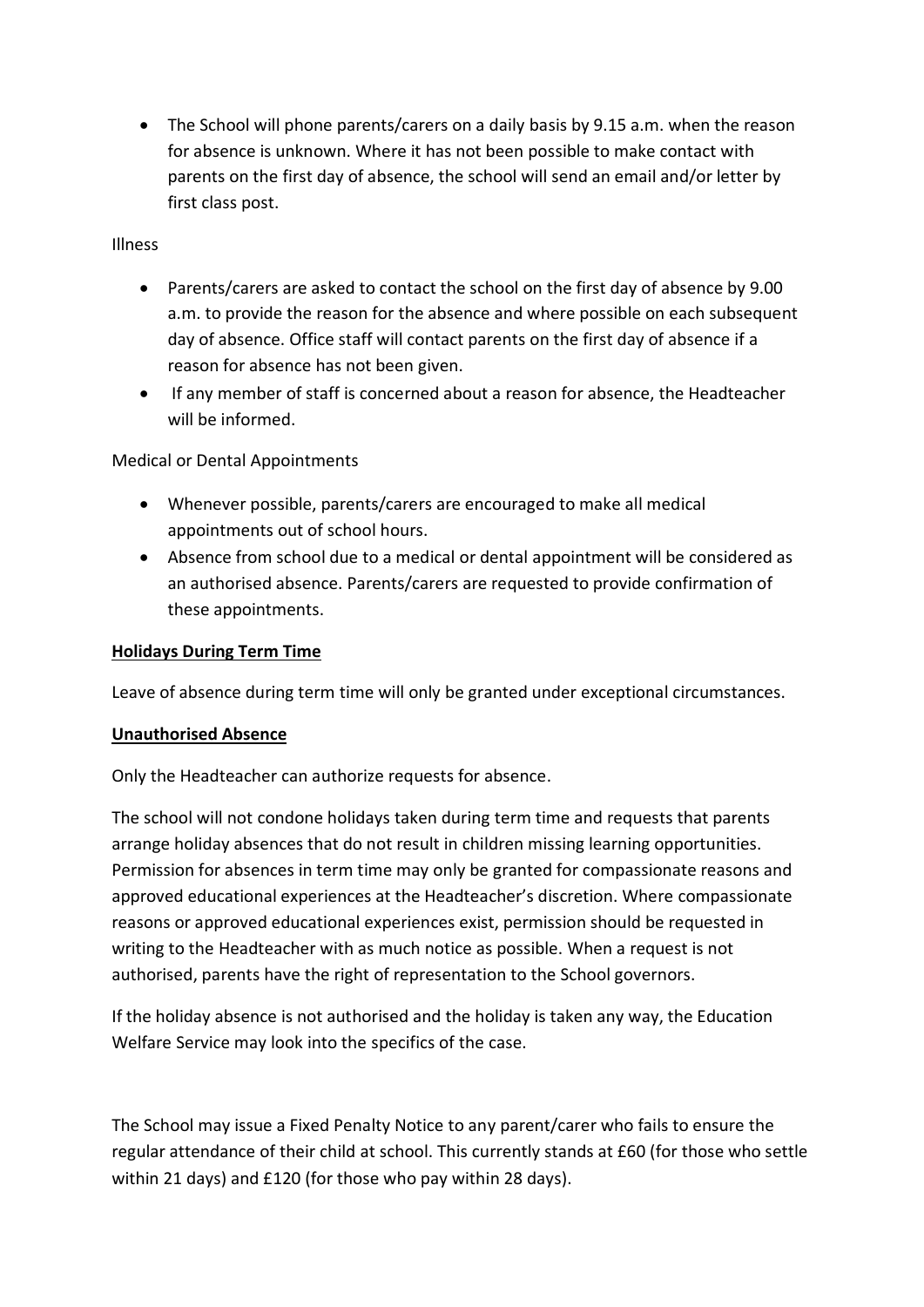- The School will phone parents/carers on a daily basis by 9.15 a.m. when the reason for absence is unknown. Where it has not been possible to make contact with parents on the first day of absence, the school will send an email and/or letter by first class post.

Illness

- Parents/carers are asked to contact the school on the first day of absence by 9.00 a.m. to provide the reason for the absence and where possible on each subsequent day of absence. Office staff will contact parents on the first day of absence if a reason for absence has not been given.
- If any member of staff is concerned about a reason for absence, the Headteacher will be informed.

Medical or Dental Appointments

- Whenever possible, parents/carers are encouraged to make all medical appointments out of school hours.
- Absence from school due to a medical or dental appointment will be considered as an authorised absence. Parents/carers are requested to provide confirmation of these appointments.

<u>**Holidays During Term Time**</u>

Leave of absence during term time will only be granted under exceptional circumstances.

<u>**Unauthorised Absence**</u>

Only the Headteacher can authorize requests for absence.

The school will not condone holidays taken during term time and requests that parents arrange holiday absences that do not result in children missing learning opportunities. Permission for absences in term time may only be granted for compassionate reasons and approved educational experiences at the Headteacher's discretion. Where compassionate reasons or approved educational experiences exist, permission should be requested in writing to the Headteacher with as much notice as possible. When a request is not authorised, parents have the right of representation to the School governors.

If the holiday absence is not authorised and the holiday is taken any way, the Education Welfare Service may look into the specifics of the case.

The School may issue a Fixed Penalty Notice to any parent/carer who fails to ensure the regular attendance of their child at school. This currently stands at £60 (for those who settle within 21 days) and £120 (for those who pay within 28 days).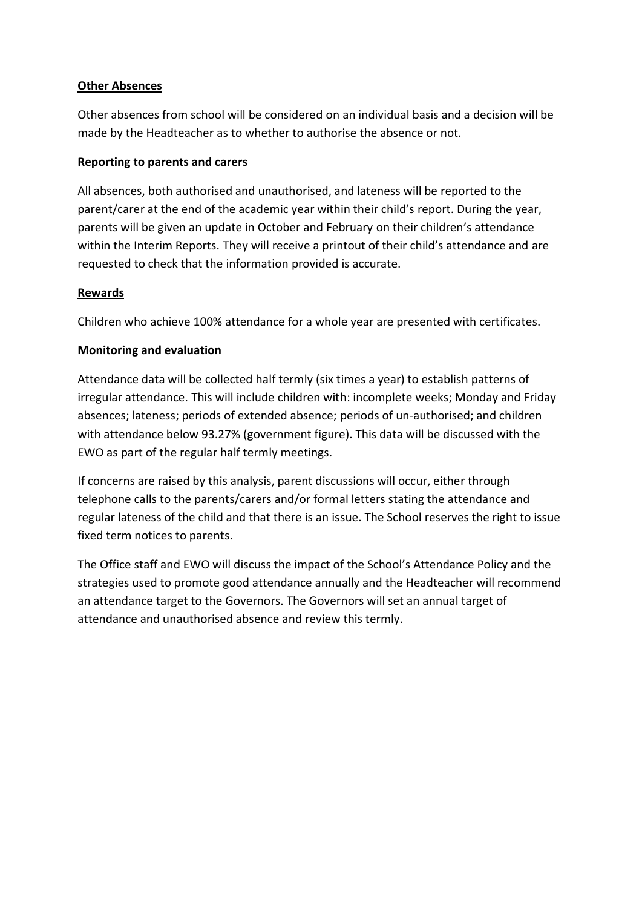**Other Absences**

Other absences from school will be considered on an individual basis and a decision will be made by the Headteacher as to whether to authorise the absence or not.

**Reporting to parents and carers**

All absences, both authorised and unauthorised, and lateness will be reported to the parent/carer at the end of the academic year within their child's report. During the year, parents will be given an update in October and February on their children's attendance within the Interim Reports. They will receive a printout of their child's attendance and are requested to check that the information provided is accurate.

**Rewards**

Children who achieve 100% attendance for a whole year are presented with certificates.

**Monitoring and evaluation**

Attendance data will be collected half termly (six times a year) to establish patterns of irregular attendance. This will include children with: incomplete weeks; Monday and Friday absences; lateness; periods of extended absence; periods of un-authorised; and children with attendance below 93.27% (government figure). This data will be discussed with the EWO as part of the regular half termly meetings.

If concerns are raised by this analysis, parent discussions will occur, either through telephone calls to the parents/carers and/or formal letters stating the attendance and regular lateness of the child and that there is an issue. The School reserves the right to issue fixed term notices to parents.

The Office staff and EWO will discuss the impact of the School's Attendance Policy and the strategies used to promote good attendance annually and the Headteacher will recommend an attendance target to the Governors. The Governors will set an annual target of attendance and unauthorised absence and review this termly.